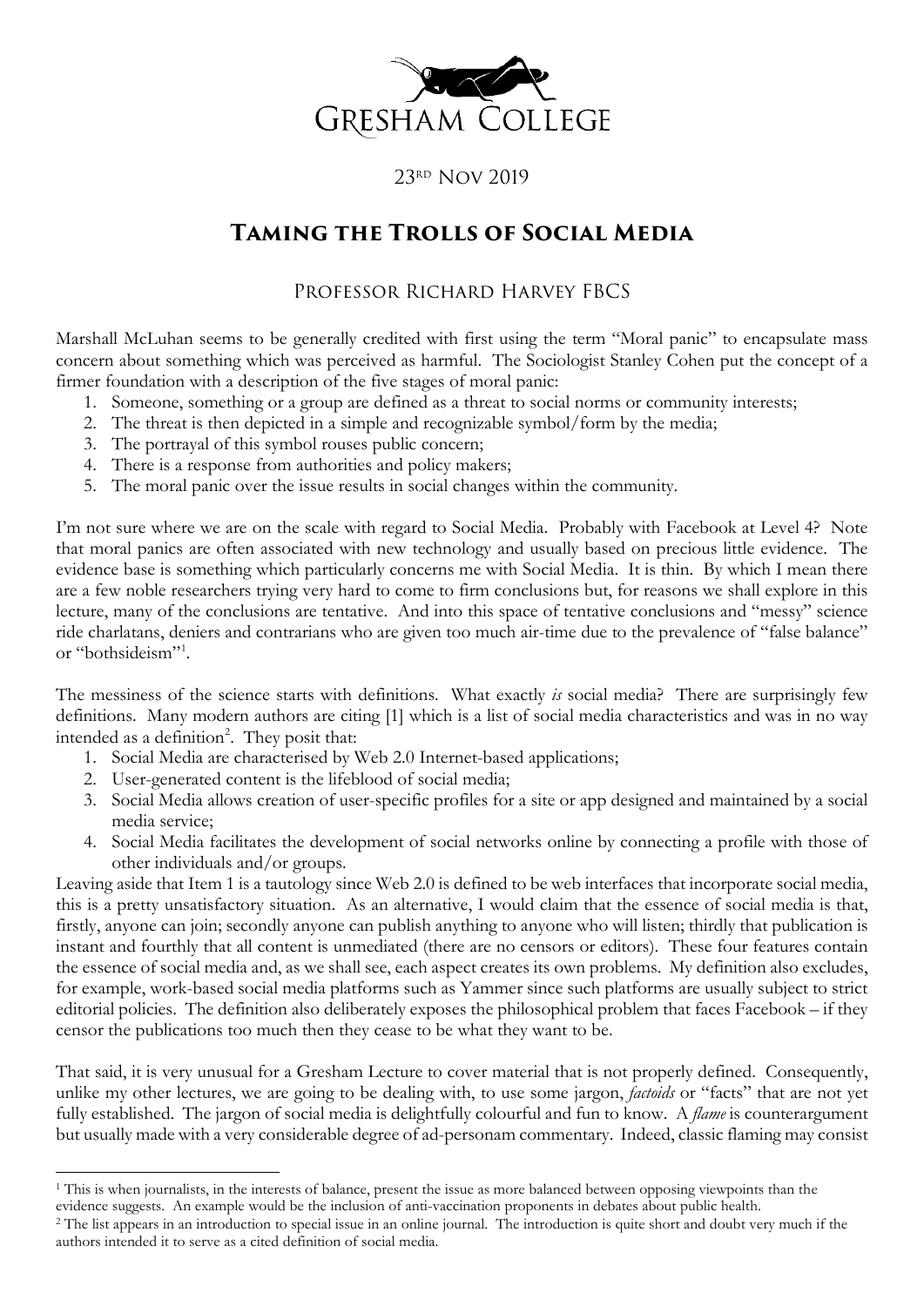# Gresham College

23rd Nov 2019

## Taming the Trolls of Social Media

### Professor Richard Harvey FBCS

Marshall McLuhan seems to be generally credited with first using the term "Moral panic" to encapsulate mass concern about something which was perceived as harmful. The Sociologist Stanley Cohen put the concept of a firmer foundation with a description of the five stages of moral panic:

1. Someone, something or a group are defined as a threat to social norms or community interests;
2. The threat is then depicted in a simple and recognizable symbol/form by the media;
3. The portrayal of this symbol rouses public concern;
4. There is a response from authorities and policy makers;
5. The moral panic over the issue results in social changes within the community.

I'm not sure where we are on the scale with regard to Social Media. Probably with Facebook at Level 4? Note that moral panics are often associated with new technology and usually based on precious little evidence. The evidence base is something which particularly concerns me with Social Media. It is thin. By which I mean there are a few noble researchers trying very hard to come to firm conclusions but, for reasons we shall explore in this lecture, many of the conclusions are tentative. And into this space of tentative conclusions and "messy" science ride charlatans, deniers and contrarians who are given too much air-time due to the prevalence of "false balance" or "bothsideism"[1].

The messiness of the science starts with definitions. What exactly *is* social media? There are surprisingly few definitions. Many modern authors are citing [1] which is a list of social media characteristics and was in no way intended as a definition[2]. They posit that:

1. Social Media are characterised by Web 2.0 Internet-based applications;
2. User-generated content is the lifeblood of social media;
3. Social Media allows creation of user-specific profiles for a site or app designed and maintained by a social media service;
4. Social Media facilitates the development of social networks online by connecting a profile with those of other individuals and/or groups.

Leaving aside that Item 1 is a tautology since Web 2.0 is defined to be web interfaces that incorporate social media, this is a pretty unsatisfactory situation. As an alternative, I would claim that the essence of social media is that, firstly, anyone can join; secondly anyone can publish anything to anyone who will listen; thirdly that publication is instant and fourthly that all content is unmediated (there are no censors or editors). These four features contain the essence of social media and, as we shall see, each aspect creates its own problems. My definition also excludes, for example, work-based social media platforms such as Yammer since such platforms are usually subject to strict editorial policies. The definition also deliberately exposes the philosophical problem that faces Facebook – if they censor the publications too much then they cease to be what they want to be.

That said, it is very unusual for a Gresham Lecture to cover material that is not properly defined. Consequently, unlike my other lectures, we are going to be dealing with, to use some jargon, *factoids* or "facts" that are not yet fully established. The jargon of social media is delightfully colourful and fun to know. A *flame* is counterargument but usually made with a very considerable degree of ad-personam commentary. Indeed, classic flaming may consist

---

[1] This is when journalists, in the interests of balance, present the issue as more balanced between opposing viewpoints than the evidence suggests. An example would be the inclusion of anti-vaccination proponents in debates about public health.

[2] The list appears in an introduction to special issue in an online journal. The introduction is quite short and doubt very much if the authors intended it to serve as a cited definition of social media.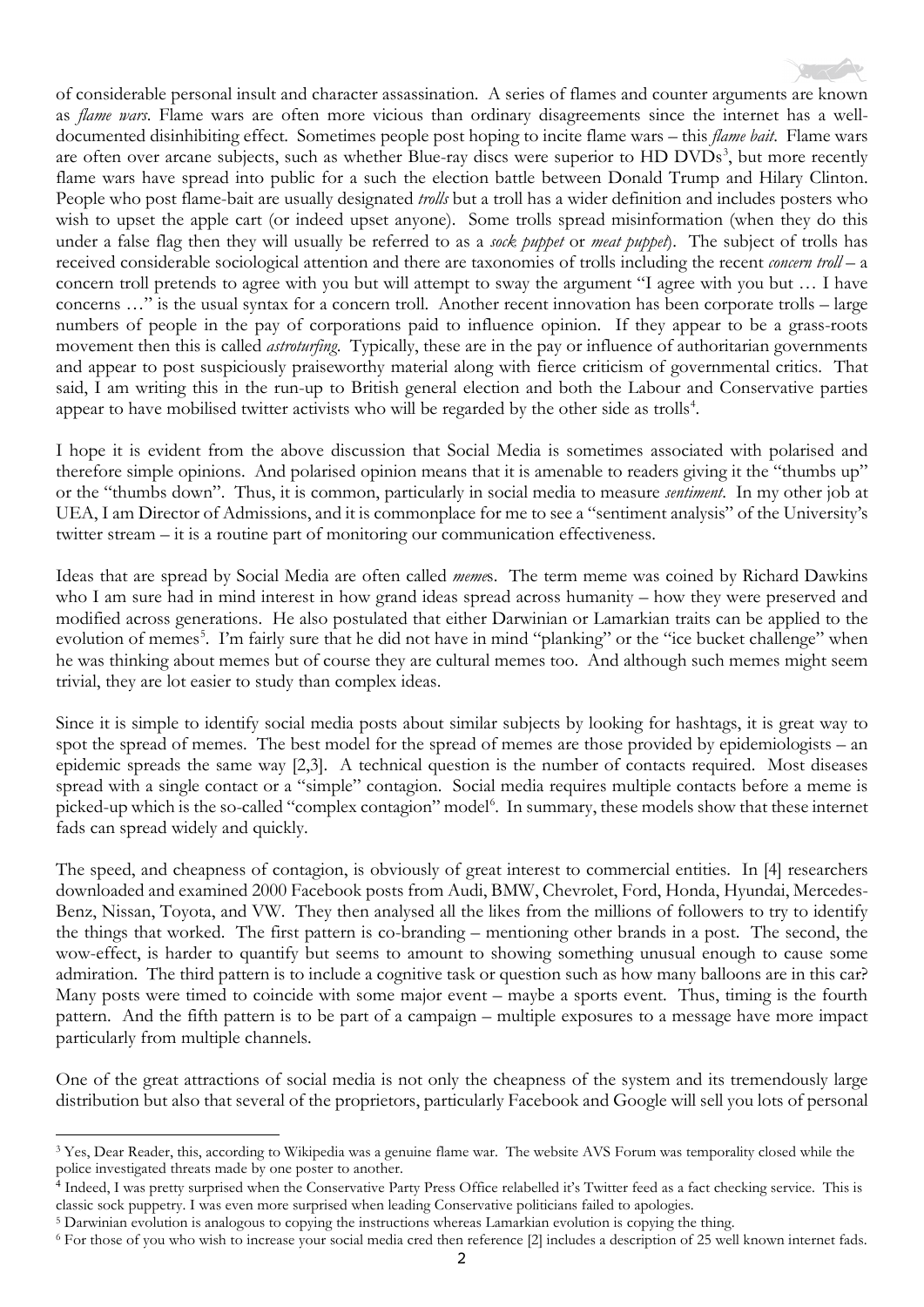of considerable personal insult and character assassination. A series of flames and counter arguments are known as *flame wars*. Flame wars are often more vicious than ordinary disagreements since the internet has a well-documented disinhibiting effect. Sometimes people post hoping to incite flame wars – this *flame bait*. Flame wars are often over arcane subjects, such as whether Blue-ray discs were superior to HD DVDs[3], but more recently flame wars have spread into public for a such the election battle between Donald Trump and Hilary Clinton. People who post flame-bait are usually designated *trolls* but a troll has a wider definition and includes posters who wish to upset the apple cart (or indeed upset anyone). Some trolls spread misinformation (when they do this under a false flag then they will usually be referred to as a *sock puppet* or *meat puppet*). The subject of trolls has received considerable sociological attention and there are taxonomies of trolls including the recent *concern troll* – a concern troll pretends to agree with you but will attempt to sway the argument "I agree with you but … I have concerns …" is the usual syntax for a concern troll. Another recent innovation has been corporate trolls – large numbers of people in the pay of corporations paid to influence opinion. If they appear to be a grass-roots movement then this is called *astroturfing*. Typically, these are in the pay or influence of authoritarian governments and appear to post suspiciously praiseworthy material along with fierce criticism of governmental critics. That said, I am writing this in the run-up to British general election and both the Labour and Conservative parties appear to have mobilised twitter activists who will be regarded by the other side as trolls[4].

I hope it is evident from the above discussion that Social Media is sometimes associated with polarised and therefore simple opinions. And polarised opinion means that it is amenable to readers giving it the "thumbs up" or the "thumbs down". Thus, it is common, particularly in social media to measure *sentiment*. In my other job at UEA, I am Director of Admissions, and it is commonplace for me to see a "sentiment analysis" of the University's twitter stream – it is a routine part of monitoring our communication effectiveness.

Ideas that are spread by Social Media are often called *meme*s. The term meme was coined by Richard Dawkins who I am sure had in mind interest in how grand ideas spread across humanity – how they were preserved and modified across generations. He also postulated that either Darwinian or Lamarkian traits can be applied to the evolution of memes[5]. I'm fairly sure that he did not have in mind "planking" or the "ice bucket challenge" when he was thinking about memes but of course they are cultural memes too. And although such memes might seem trivial, they are lot easier to study than complex ideas.

Since it is simple to identify social media posts about similar subjects by looking for hashtags, it is great way to spot the spread of memes. The best model for the spread of memes are those provided by epidemiologists – an epidemic spreads the same way [2,3]. A technical question is the number of contacts required. Most diseases spread with a single contact or a "simple" contagion. Social media requires multiple contacts before a meme is picked-up which is the so-called "complex contagion" model[6]. In summary, these models show that these internet fads can spread widely and quickly.

The speed, and cheapness of contagion, is obviously of great interest to commercial entities. In [4] researchers downloaded and examined 2000 Facebook posts from Audi, BMW, Chevrolet, Ford, Honda, Hyundai, Mercedes-Benz, Nissan, Toyota, and VW. They then analysed all the likes from the millions of followers to try to identify the things that worked. The first pattern is co-branding – mentioning other brands in a post. The second, the wow-effect, is harder to quantify but seems to amount to showing something unusual enough to cause some admiration. The third pattern is to include a cognitive task or question such as how many balloons are in this car? Many posts were timed to coincide with some major event – maybe a sports event. Thus, timing is the fourth pattern. And the fifth pattern is to be part of a campaign – multiple exposures to a message have more impact particularly from multiple channels.

One of the great attractions of social media is not only the cheapness of the system and its tremendously large distribution but also that several of the proprietors, particularly Facebook and Google will sell you lots of personal

---

[3] Yes, Dear Reader, this, according to Wikipedia was a genuine flame war. The website AVS Forum was temporality closed while the police investigated threats made by one poster to another.

[4] Indeed, I was pretty surprised when the Conservative Party Press Office relabelled it's Twitter feed as a fact checking service. This is classic sock puppetry. I was even more surprised when leading Conservative politicians failed to apologies.

[5] Darwinian evolution is analogous to copying the instructions whereas Lamarkian evolution is copying the thing.

[6] For those of you who wish to increase your social media cred then reference [2] includes a description of 25 well known internet fads.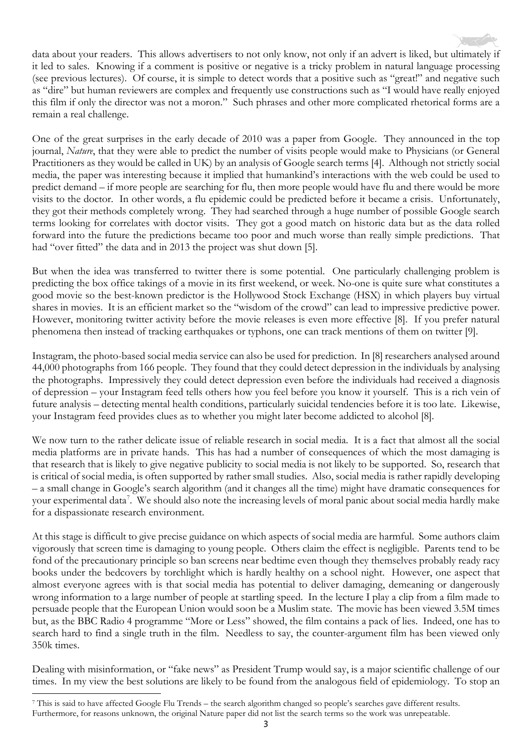data about your readers. This allows advertisers to not only know, not only if an advert is liked, but ultimately if it led to sales. Knowing if a comment is positive or negative is a tricky problem in natural language processing (see previous lectures). Of course, it is simple to detect words that a positive such as "great!" and negative such as "dire" but human reviewers are complex and frequently use constructions such as "I would have really enjoyed this film if only the director was not a moron." Such phrases and other more complicated rhetorical forms are a remain a real challenge.

One of the great surprises in the early decade of 2010 was a paper from Google. They announced in the top journal, *Nature*, that they were able to predict the number of visits people would make to Physicians (or General Practitioners as they would be called in UK) by an analysis of Google search terms [4]. Although not strictly social media, the paper was interesting because it implied that humankind's interactions with the web could be used to predict demand – if more people are searching for flu, then more people would have flu and there would be more visits to the doctor. In other words, a flu epidemic could be predicted before it became a crisis. Unfortunately, they got their methods completely wrong. They had searched through a huge number of possible Google search terms looking for correlates with doctor visits. They got a good match on historic data but as the data rolled forward into the future the predictions became too poor and much worse than really simple predictions. That had "over fitted" the data and in 2013 the project was shut down [5].

But when the idea was transferred to twitter there is some potential. One particularly challenging problem is predicting the box office takings of a movie in its first weekend, or week. No-one is quite sure what constitutes a good movie so the best-known predictor is the Hollywood Stock Exchange (HSX) in which players buy virtual shares in movies. It is an efficient market so the "wisdom of the crowd" can lead to impressive predictive power. However, monitoring twitter activity before the movie releases is even more effective [8]. If you prefer natural phenomena then instead of tracking earthquakes or typhons, one can track mentions of them on twitter [9].

Instagram, the photo-based social media service can also be used for prediction. In [8] researchers analysed around 44,000 photographs from 166 people. They found that they could detect depression in the individuals by analysing the photographs. Impressively they could detect depression even before the individuals had received a diagnosis of depression – your Instagram feed tells others how you feel before you know it yourself. This is a rich vein of future analysis – detecting mental health conditions, particularly suicidal tendencies before it is too late. Likewise, your Instagram feed provides clues as to whether you might later become addicted to alcohol [8].

We now turn to the rather delicate issue of reliable research in social media. It is a fact that almost all the social media platforms are in private hands. This has had a number of consequences of which the most damaging is that research that is likely to give negative publicity to social media is not likely to be supported. So, research that is critical of social media, is often supported by rather small studies. Also, social media is rather rapidly developing – a small change in Google's search algorithm (and it changes all the time) might have dramatic consequences for your experimental data[7]. We should also note the increasing levels of moral panic about social media hardly make for a dispassionate research environment.

At this stage is difficult to give precise guidance on which aspects of social media are harmful. Some authors claim vigorously that screen time is damaging to young people. Others claim the effect is negligible. Parents tend to be fond of the precautionary principle so ban screens near bedtime even though they themselves probably ready racy books under the bedcovers by torchlight which is hardly healthy on a school night. However, one aspect that almost everyone agrees with is that social media has potential to deliver damaging, demeaning or dangerously wrong information to a large number of people at startling speed. In the lecture I play a clip from a film made to persuade people that the European Union would soon be a Muslim state. The movie has been viewed 3.5M times but, as the BBC Radio 4 programme "More or Less" showed, the film contains a pack of lies. Indeed, one has to search hard to find a single truth in the film. Needless to say, the counter-argument film has been viewed only 350k times.

Dealing with misinformation, or "fake news" as President Trump would say, is a major scientific challenge of our times. In my view the best solutions are likely to be found from the analogous field of epidemiology. To stop an

---

[7] This is said to have affected Google Flu Trends – the search algorithm changed so people's searches gave different results. Furthermore, for reasons unknown, the original Nature paper did not list the search terms so the work was unrepeatable.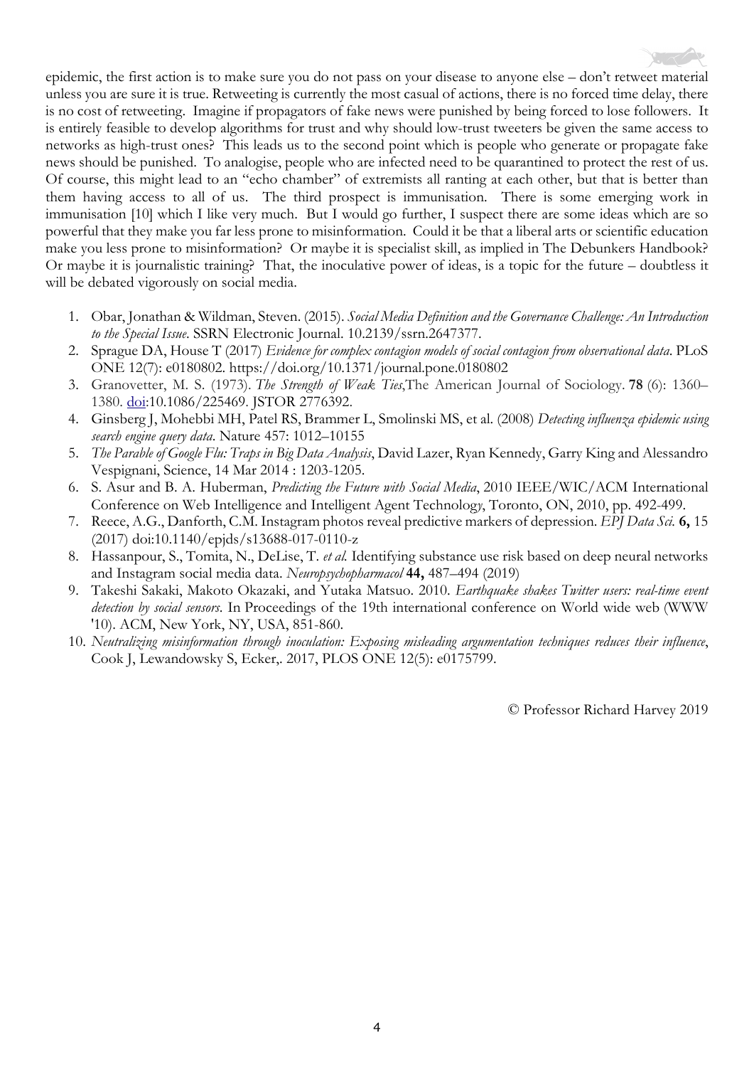epidemic, the first action is to make sure you do not pass on your disease to anyone else – don't retweet material unless you are sure it is true. Retweeting is currently the most casual of actions, there is no forced time delay, there is no cost of retweeting. Imagine if propagators of fake news were punished by being forced to lose followers. It is entirely feasible to develop algorithms for trust and why should low-trust tweeters be given the same access to networks as high-trust ones? This leads us to the second point which is people who generate or propagate fake news should be punished. To analogise, people who are infected need to be quarantined to protect the rest of us. Of course, this might lead to an "echo chamber" of extremists all ranting at each other, but that is better than them having access to all of us. The third prospect is immunisation. There is some emerging work in immunisation [10] which I like very much. But I would go further, I suspect there are some ideas which are so powerful that they make you far less prone to misinformation. Could it be that a liberal arts or scientific education make you less prone to misinformation? Or maybe it is specialist skill, as implied in The Debunkers Handbook? Or maybe it is journalistic training? That, the inoculative power of ideas, is a topic for the future – doubtless it will be debated vigorously on social media.

1. Obar, Jonathan & Wildman, Steven. (2015). *Social Media Definition and the Governance Challenge: An Introduction to the Special Issue*. SSRN Electronic Journal. 10.2139/ssrn.2647377.
2. Sprague DA, House T (2017) *Evidence for complex contagion models of social contagion from observational data*. PLoS ONE 12(7): e0180802. https://doi.org/10.1371/journal.pone.0180802
3. Granovetter, M. S. (1973). *The Strength of Weak Ties*,The American Journal of Sociology. **78** (6): 1360–1380. doi:10.1086/225469. JSTOR 2776392.
4. Ginsberg J, Mohebbi MH, Patel RS, Brammer L, Smolinski MS, et al. (2008) *Detecting influenza epidemic using search engine query data*. Nature 457: 1012–10155
5. *The Parable of Google Flu: Traps in Big Data Analysis*, David Lazer, Ryan Kennedy, Garry King and Alessandro Vespignani, Science, 14 Mar 2014 : 1203-1205.
6. S. Asur and B. A. Huberman, *Predicting the Future with Social Media*, 2010 IEEE/WIC/ACM International Conference on Web Intelligence and Intelligent Agent Technology, Toronto, ON, 2010, pp. 492-499.
7. Reece, A.G., Danforth, C.M. Instagram photos reveal predictive markers of depression. *EPJ Data Sci.* **6,** 15 (2017) doi:10.1140/epjds/s13688-017-0110-z
8. Hassanpour, S., Tomita, N., DeLise, T. *et al.* Identifying substance use risk based on deep neural networks and Instagram social media data. *Neuropsychopharmacol* **44,** 487–494 (2019)
9. Takeshi Sakaki, Makoto Okazaki, and Yutaka Matsuo. 2010. *Earthquake shakes Twitter users: real-time event detection by social sensors*. In Proceedings of the 19th international conference on World wide web (WWW '10). ACM, New York, NY, USA, 851-860.
10. *Neutralizing misinformation through inoculation: Exposing misleading argumentation techniques reduces their influence*, Cook J, Lewandowsky S, Ecker,. 2017, PLOS ONE 12(5): e0175799.

© Professor Richard Harvey 2019